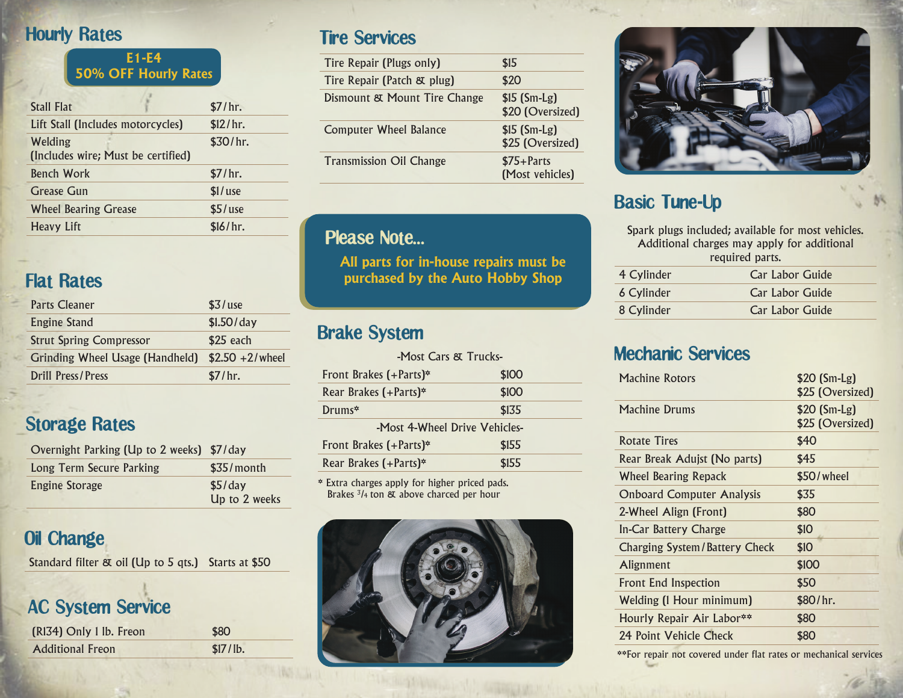## Hourly Rates

**E1-E4**
**50% OFF Hourly Rates**

| | |
|---|---|
| Stall Flat | $7/hr. |
| Lift Stall (Includes motorcycles) | $12/hr. |
| Welding (Includes wire; Must be certified) | $30/hr. |
| Bench Work | $7/hr. |
| Grease Gun | $1/use |
| Wheel Bearing Grease | $5/use |
| Heavy Lift | $16/hr. |

## Flat Rates

| | |
|---|---|
| Parts Cleaner | $3/use |
| Engine Stand | $1.50/day |
| Strut Spring Compressor | $25 each |
| Grinding Wheel Usage (Handheld) | $2.50 +2/wheel |
| Drill Press/Press | $7/hr. |

## Storage Rates

| | |
|---|---|
| Overnight Parking (Up to 2 weeks) | $7/day |
| Long Term Secure Parking | $35/month |
| Engine Storage | $5/day Up to 2 weeks |

## Oil Change

| | |
|---|---|
| Standard filter & oil (Up to 5 qts.) | Starts at $50 |

## AC System Service

| | |
|---|---|
| (R134) Only 1 lb. Freon | $80 |
| Additional Freon | $17/lb. |

## Tire Services

| | |
|---|---|
| Tire Repair (Plugs only) | $15 |
| Tire Repair (Patch & plug) | $20 |
| Dismount & Mount Tire Change | $15 (Sm-Lg) $20 (Oversized) |
| Computer Wheel Balance | $15 (Sm-Lg) $25 (Oversized) |
| Transmission Oil Change | $75+Parts (Most vehicles) |

## Please Note...

**All parts for in-house repairs must be purchased by the Auto Hobby Shop**

## Brake System

| | |
|---|---|
| -Most Cars & Trucks- | |
| Front Brakes (+Parts)* | $100 |
| Rear Brakes (+Parts)* | $100 |
| Drums* | $135 |
| -Most 4-Wheel Drive Vehicles- | |
| Front Brakes (+Parts)* | $155 |
| Rear Brakes (+Parts)* | $155 |

* Extra charges apply for higher priced pads.
Brakes 3/4 ton & above charced per hour

## Basic Tune-Up

Spark plugs included; available for most vehicles. Additional charges may apply for additional required parts.

| | |
|---|---|
| 4 Cylinder | Car Labor Guide |
| 6 Cylinder | Car Labor Guide |
| 8 Cylinder | Car Labor Guide |

## Mechanic Services

| | |
|---|---|
| Machine Rotors | $20 (Sm-Lg) $25 (Oversized) |
| Machine Drums | $20 (Sm-Lg) $25 (Oversized) |
| Rotate Tires | $40 |
| Rear Break Adjust (No parts) | $45 |
| Wheel Bearing Repack | $50/wheel |
| Onboard Computer Analysis | $35 |
| 2-Wheel Align (Front) | $80 |
| In-Car Battery Charge | $10 |
| Charging System/Battery Check | $10 |
| Alignment | $100 |
| Front End Inspection | $50 |
| Welding (1 Hour minimum) | $80/hr. |
| Hourly Repair Air Labor** | $80 |
| 24 Point Vehicle Check | $80 |

**For repair not covered under flat rates or mechanical services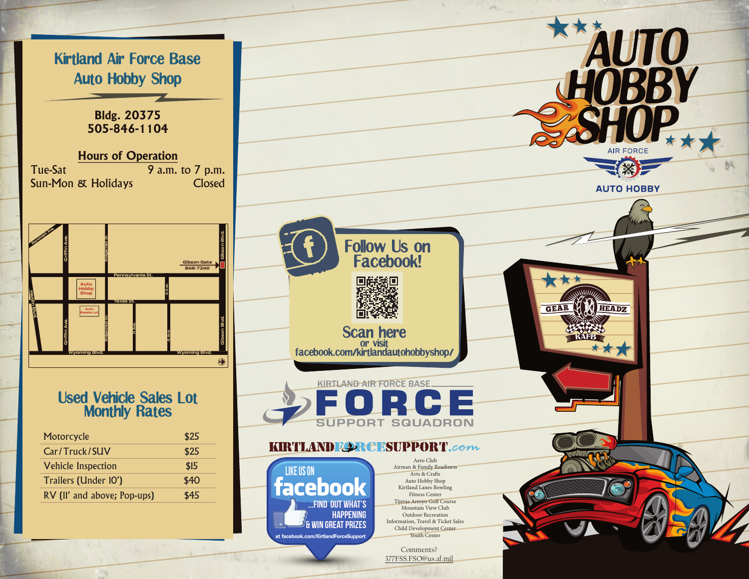# Kirtland Air Force Base Auto Hobby Shop

**Bldg. 20375**
**505-846-1104**

## Hours of Operation

| | |
|---|---|
| Tue-Sat | 9 a.m. to 7 p.m. |
| Sun-Mon & Holidays | Closed |

Randolph Ave.
Griffin Ave.
Ridgecrest Dr.
Gibson Blvd.
Gibson Gate
846-7240
Pennsylvania St.
Auto Hobby Shop
G Ave.
Texas St.
Auto Resale Lot
Hardin Blvd.
H Ave.
Wyoming Blvd.

## Used Vehicle Sales Lot Monthly Rates

| | |
|---|---|
| Motorcycle | $25 |
| Car/Truck/SUV | $25 |
| Vehicle Inspection | $15 |
| Trailers (Under 10') | $40 |
| RV (11' and above; Pop-ups) | $45 |

Follow Us on Facebook!

Scan here
or visit
facebook.com/kirtlandautohobbyshop/

KIRTLAND AIR FORCE BASE
FORCE
SUPPORT SQUADRON

KIRTLANDFORCESUPPORT.com

LIKE US ON facebook
...FIND OUT WHAT'S HAPPENING & WIN GREAT PRIZES
at facebook.com/KirtlandForceSupport

Aero Club
Airman & Family Readiness
Arts & Crafts
Auto Hobby Shop
Kirtland Lanes Bowling
Fitness Center
Tijeras Arroyo Golf Course
Mountain View Club
Outdoor Recreation
Information, Travel & Ticket Sales
Child Development Center
Youth Center

Comments?
377FSS.FSO@us.af.mil

AUTO HOBBY SHOP
AIR FORCE
AUTO HOBBY

GEAR HEADZ
KAFB